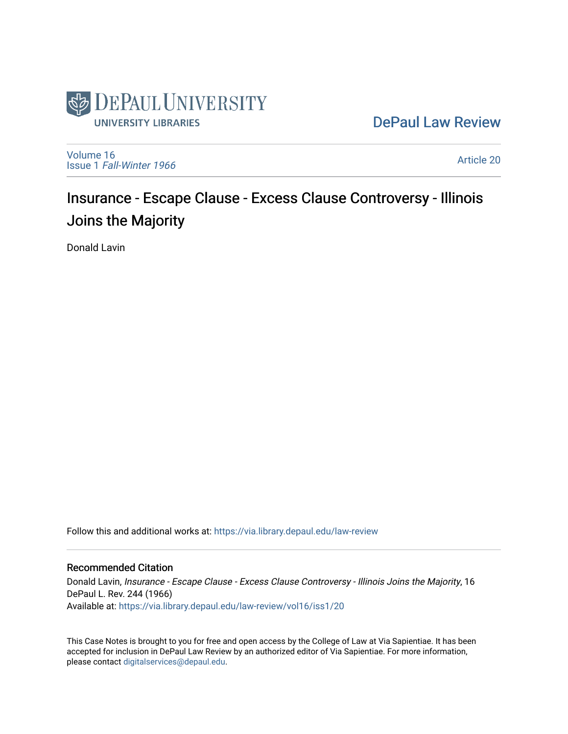DePaul University Libraries

DePaul Law Review

Volume 16
Issue 1 *Fall-Winter 1966*

Article 20

# Insurance - Escape Clause - Excess Clause Controversy - Illinois Joins the Majority

Donald Lavin

Follow this and additional works at: https://via.library.depaul.edu/law-review

## Recommended Citation

Donald Lavin, *Insurance - Escape Clause - Excess Clause Controversy - Illinois Joins the Majority*, 16 DePaul L. Rev. 244 (1966)
Available at: https://via.library.depaul.edu/law-review/vol16/iss1/20

This Case Notes is brought to you for free and open access by the College of Law at Via Sapientiae. It has been accepted for inclusion in DePaul Law Review by an authorized editor of Via Sapientiae. For more information, please contact digitalservices@depaul.edu.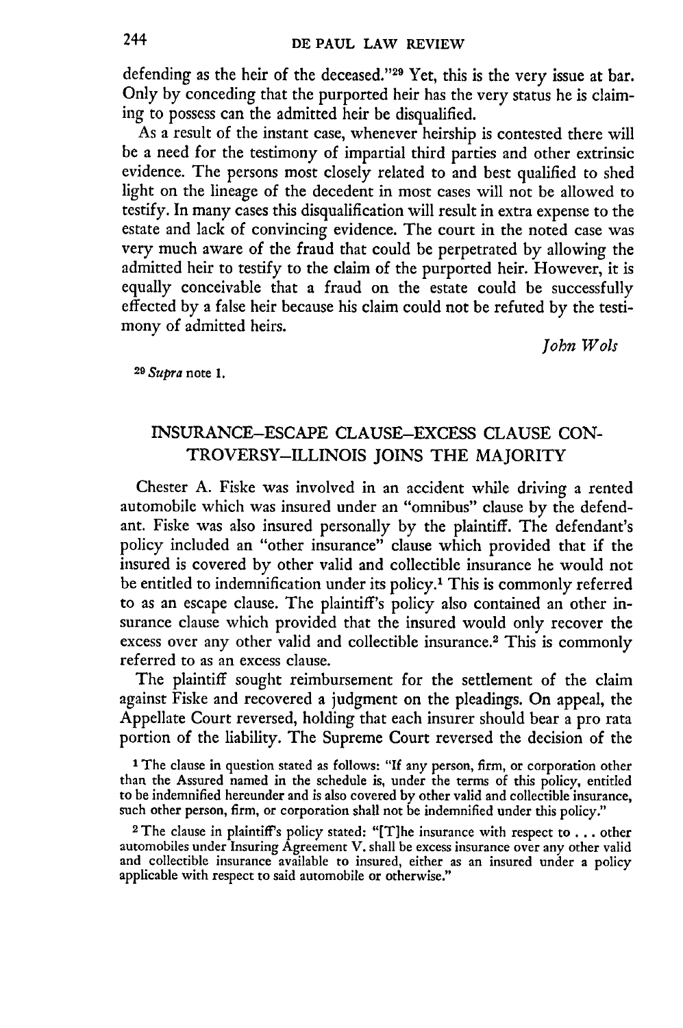defending as the heir of the deceased."[29] Yet, this is the very issue at bar. Only by conceding that the purported heir has the very status he is claiming to possess can the admitted heir be disqualified.

As a result of the instant case, whenever heirship is contested there will be a need for the testimony of impartial third parties and other extrinsic evidence. The persons most closely related to and best qualified to shed light on the lineage of the decedent in most cases will not be allowed to testify. In many cases this disqualification will result in extra expense to the estate and lack of convincing evidence. The court in the noted case was very much aware of the fraud that could be perpetrated by allowing the admitted heir to testify to the claim of the purported heir. However, it is equally conceivable that a fraud on the estate could be successfully effected by a false heir because his claim could not be refuted by the testimony of admitted heirs.

*John Wols*

[29] *Supra* note 1.

## INSURANCE–ESCAPE CLAUSE–EXCESS CLAUSE CONTROVERSY–ILLINOIS JOINS THE MAJORITY

Chester A. Fiske was involved in an accident while driving a rented automobile which was insured under an "omnibus" clause by the defendant. Fiske was also insured personally by the plaintiff. The defendant's policy included an "other insurance" clause which provided that if the insured is covered by other valid and collectible insurance he would not be entitled to indemnification under its policy.[1] This is commonly referred to as an escape clause. The plaintiff's policy also contained an other insurance clause which provided that the insured would only recover the excess over any other valid and collectible insurance.[2] This is commonly referred to as an excess clause.

The plaintiff sought reimbursement for the settlement of the claim against Fiske and recovered a judgment on the pleadings. On appeal, the Appellate Court reversed, holding that each insurer should bear a pro rata portion of the liability. The Supreme Court reversed the decision of the

[1] The clause in question stated as follows: "If any person, firm, or corporation other than the Assured named in the schedule is, under the terms of this policy, entitled to be indemnified hereunder and is also covered by other valid and collectible insurance, such other person, firm, or corporation shall not be indemnified under this policy."

[2] The clause in plaintiff's policy stated: "[T]he insurance with respect to . . . other automobiles under Insuring Agreement V. shall be excess insurance over any other valid and collectible insurance available to insured, either as an insured under a policy applicable with respect to said automobile or otherwise."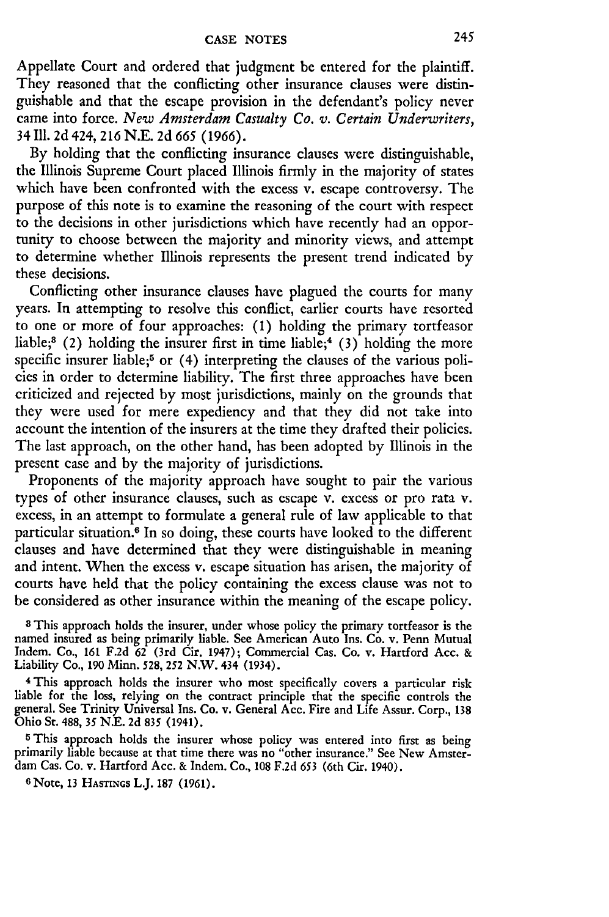Appellate Court and ordered that judgment be entered for the plaintiff. They reasoned that the conflicting other insurance clauses were distinguishable and that the escape provision in the defendant's policy never came into force. *New Amsterdam Casualty Co. v. Certain Underwriters*, 34 Ill. 2d 424, 216 N.E. 2d 665 (1966).

By holding that the conflicting insurance clauses were distinguishable, the Illinois Supreme Court placed Illinois firmly in the majority of states which have been confronted with the excess v. escape controversy. The purpose of this note is to examine the reasoning of the court with respect to the decisions in other jurisdictions which have recently had an opportunity to choose between the majority and minority views, and attempt to determine whether Illinois represents the present trend indicated by these decisions.

Conflicting other insurance clauses have plagued the courts for many years. In attempting to resolve this conflict, earlier courts have resorted to one or more of four approaches: (1) holding the primary tortfeasor liable;[3] (2) holding the insurer first in time liable;[4] (3) holding the more specific insurer liable;[5] or (4) interpreting the clauses of the various policies in order to determine liability. The first three approaches have been criticized and rejected by most jurisdictions, mainly on the grounds that they were used for mere expediency and that they did not take into account the intention of the insurers at the time they drafted their policies. The last approach, on the other hand, has been adopted by Illinois in the present case and by the majority of jurisdictions.

Proponents of the majority approach have sought to pair the various types of other insurance clauses, such as escape v. excess or pro rata v. excess, in an attempt to formulate a general rule of law applicable to that particular situation.[6] In so doing, these courts have looked to the different clauses and have determined that they were distinguishable in meaning and intent. When the excess v. escape situation has arisen, the majority of courts have held that the policy containing the excess clause was not to be considered as other insurance within the meaning of the escape policy.

[3] This approach holds the insurer, under whose policy the primary tortfeasor is the named insured as being primarily liable. See American Auto Ins. Co. v. Penn Mutual Indem. Co., 161 F.2d 62 (3rd Cir. 1947); Commercial Cas. Co. v. Hartford Acc. & Liability Co., 190 Minn. 528, 252 N.W. 434 (1934).

[4] This approach holds the insurer who most specifically covers a particular risk liable for the loss, relying on the contract principle that the specific controls the general. See Trinity Universal Ins. Co. v. General Acc. Fire and Life Assur. Corp., 138 Ohio St. 488, 35 N.E. 2d 835 (1941).

[5] This approach holds the insurer whose policy was entered into first as being primarily liable because at that time there was no "other insurance." See New Amsterdam Cas. Co. v. Hartford Acc. & Indem. Co., 108 F.2d 653 (6th Cir. 1940).

[6] Note, 13 HASTINGS L.J. 187 (1961).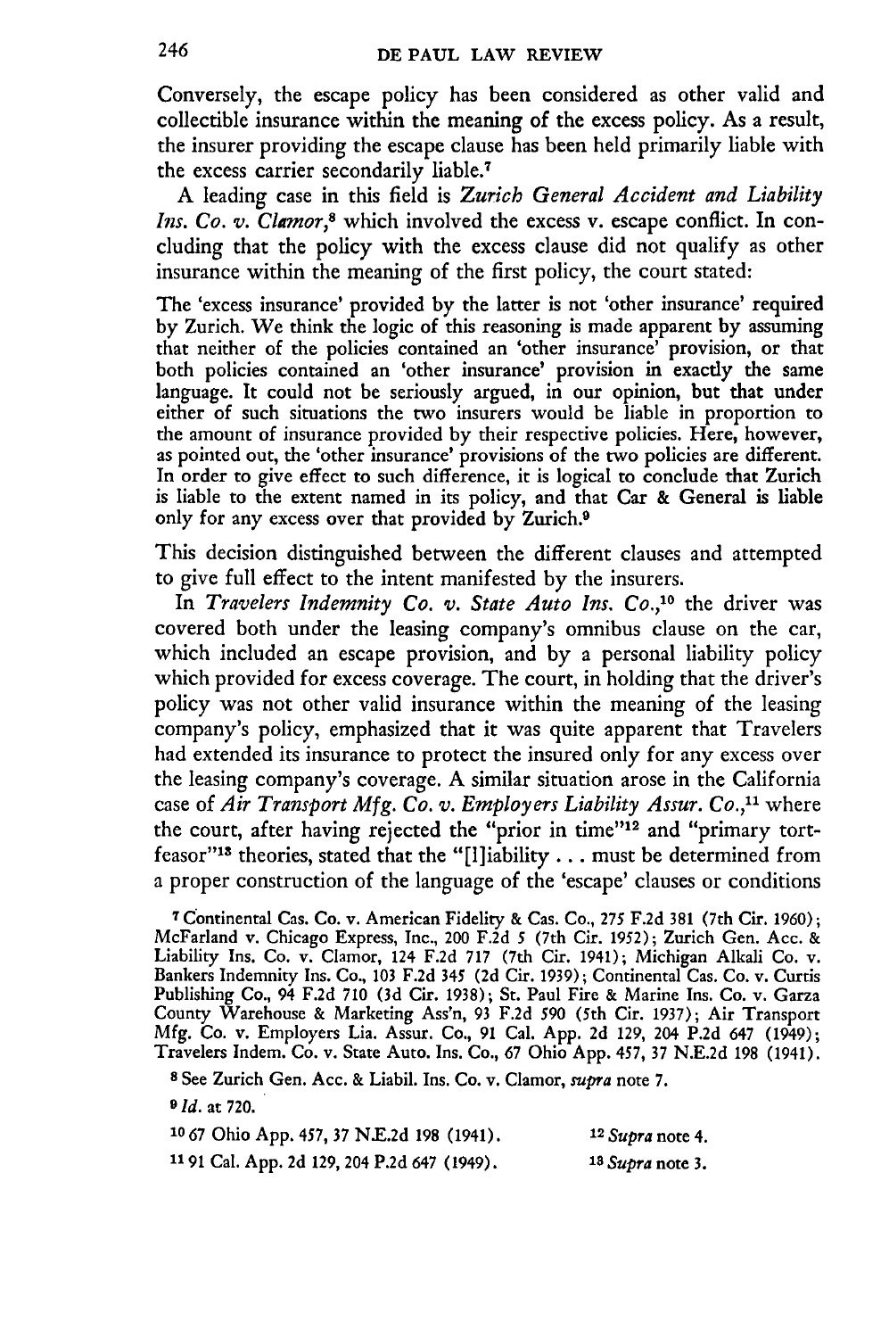Conversely, the escape policy has been considered as other valid and collectible insurance within the meaning of the excess policy. As a result, the insurer providing the escape clause has been held primarily liable with the excess carrier secondarily liable.[7]

A leading case in this field is *Zurich General Accident and Liability Ins. Co. v. Clamor*,[8] which involved the excess v. escape conflict. In concluding that the policy with the excess clause did not qualify as other insurance within the meaning of the first policy, the court stated:

> The 'excess insurance' provided by the latter is not 'other insurance' required by Zurich. We think the logic of this reasoning is made apparent by assuming that neither of the policies contained an 'other insurance' provision, or that both policies contained an 'other insurance' provision in exactly the same language. It could not be seriously argued, in our opinion, but that under either of such situations the two insurers would be liable in proportion to the amount of insurance provided by their respective policies. Here, however, as pointed out, the 'other insurance' provisions of the two policies are different. In order to give effect to such difference, it is logical to conclude that Zurich is liable to the extent named in its policy, and that Car & General is liable only for any excess over that provided by Zurich.[9]

This decision distinguished between the different clauses and attempted to give full effect to the intent manifested by the insurers.

In *Travelers Indemnity Co. v. State Auto Ins. Co.*,[10] the driver was covered both under the leasing company's omnibus clause on the car, which included an escape provision, and by a personal liability policy which provided for excess coverage. The court, in holding that the driver's policy was not other valid insurance within the meaning of the leasing company's policy, emphasized that it was quite apparent that Travelers had extended its insurance to protect the insured only for any excess over the leasing company's coverage. A similar situation arose in the California case of *Air Transport Mfg. Co. v. Employers Liability Assur. Co.*,[11] where the court, after having rejected the "prior in time"[12] and "primary tortfeasor"[13] theories, stated that the "[l]iability . . . must be determined from a proper construction of the language of the 'escape' clauses or conditions

---

[7] Continental Cas. Co. v. American Fidelity & Cas. Co., 275 F.2d 381 (7th Cir. 1960); McFarland v. Chicago Express, Inc., 200 F.2d 5 (7th Cir. 1952); Zurich Gen. Acc. & Liability Ins. Co. v. Clamor, 124 F.2d 717 (7th Cir. 1941); Michigan Alkali Co. v. Bankers Indemnity Ins. Co., 103 F.2d 345 (2d Cir. 1939); Continental Cas. Co. v. Curtis Publishing Co., 94 F.2d 710 (3d Cir. 1938); St. Paul Fire & Marine Ins. Co. v. Garza County Warehouse & Marketing Ass'n, 93 F.2d 590 (5th Cir. 1937); Air Transport Mfg. Co. v. Employers Lia. Assur. Co., 91 Cal. App. 2d 129, 204 P.2d 647 (1949); Travelers Indem. Co. v. State Auto. Ins. Co., 67 Ohio App. 457, 37 N.E.2d 198 (1941).

[8] See Zurich Gen. Acc. & Liabil. Ins. Co. v. Clamor, *supra* note 7.

[9] *Id.* at 720.

[10] 67 Ohio App. 457, 37 N.E.2d 198 (1941).

[11] 91 Cal. App. 2d 129, 204 P.2d 647 (1949).

[12] *Supra* note 4.

[13] *Supra* note 3.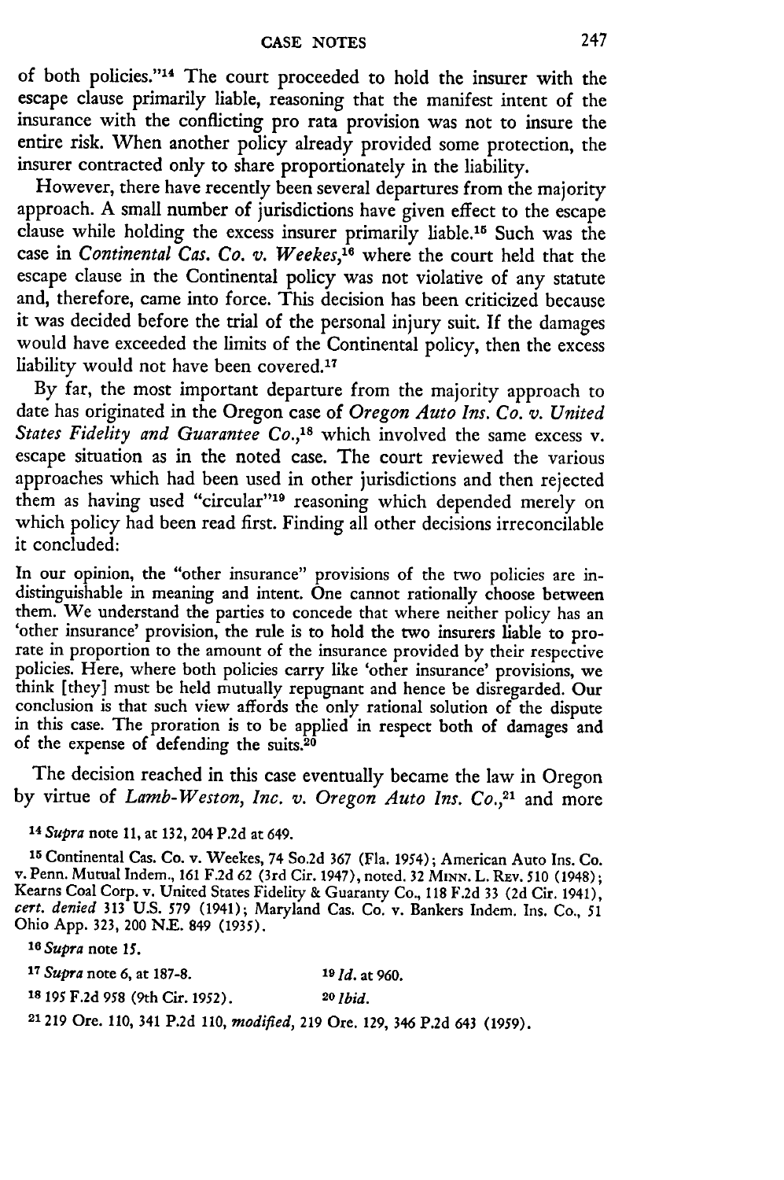of both policies."[14] The court proceeded to hold the insurer with the escape clause primarily liable, reasoning that the manifest intent of the insurance with the conflicting pro rata provision was not to insure the entire risk. When another policy already provided some protection, the insurer contracted only to share proportionately in the liability.

However, there have recently been several departures from the majority approach. A small number of jurisdictions have given effect to the escape clause while holding the excess insurer primarily liable.[15] Such was the case in *Continental Cas. Co. v. Weekes*,[16] where the court held that the escape clause in the Continental policy was not violative of any statute and, therefore, came into force. This decision has been criticized because it was decided before the trial of the personal injury suit. If the damages would have exceeded the limits of the Continental policy, then the excess liability would not have been covered.[17]

By far, the most important departure from the majority approach to date has originated in the Oregon case of *Oregon Auto Ins. Co. v. United States Fidelity and Guarantee Co.*,[18] which involved the same excess v. escape situation as in the noted case. The court reviewed the various approaches which had been used in other jurisdictions and then rejected them as having used "circular"[19] reasoning which depended merely on which policy had been read first. Finding all other decisions irreconcilable it concluded:

> In our opinion, the "other insurance" provisions of the two policies are indistinguishable in meaning and intent. One cannot rationally choose between them. We understand the parties to concede that where neither policy has an 'other insurance' provision, the rule is to hold the two insurers liable to prorate in proportion to the amount of the insurance provided by their respective policies. Here, where both policies carry like 'other insurance' provisions, we think [they] must be held mutually repugnant and hence be disregarded. Our conclusion is that such view affords the only rational solution of the dispute in this case. The proration is to be applied in respect both of damages and of the expense of defending the suits.[20]

The decision reached in this case eventually became the law in Oregon by virtue of *Lamb-Weston, Inc. v. Oregon Auto Ins. Co.*,[21] and more

---

[14] *Supra* note 11, at 132, 204 P.2d at 649.

[15] Continental Cas. Co. v. Weekes, 74 So.2d 367 (Fla. 1954); American Auto Ins. Co. v. Penn. Mutual Indem., 161 F.2d 62 (3rd Cir. 1947), noted, 32 MINN. L. REV. 510 (1948); Kearns Coal Corp. v. United States Fidelity & Guaranty Co., 118 F.2d 33 (2d Cir. 1941), *cert. denied* 313 U.S. 579 (1941); Maryland Cas. Co. v. Bankers Indem. Ins. Co., 51 Ohio App. 323, 200 N.E. 849 (1935).

[16] *Supra* note 15.

[17] *Supra* note 6, at 187-8.

[18] 195 F.2d 958 (9th Cir. 1952).

[19] *Id.* at 960.

[20] *Ibid.*

[21] 219 Ore. 110, 341 P.2d 110, *modified*, 219 Ore. 129, 346 P.2d 643 (1959).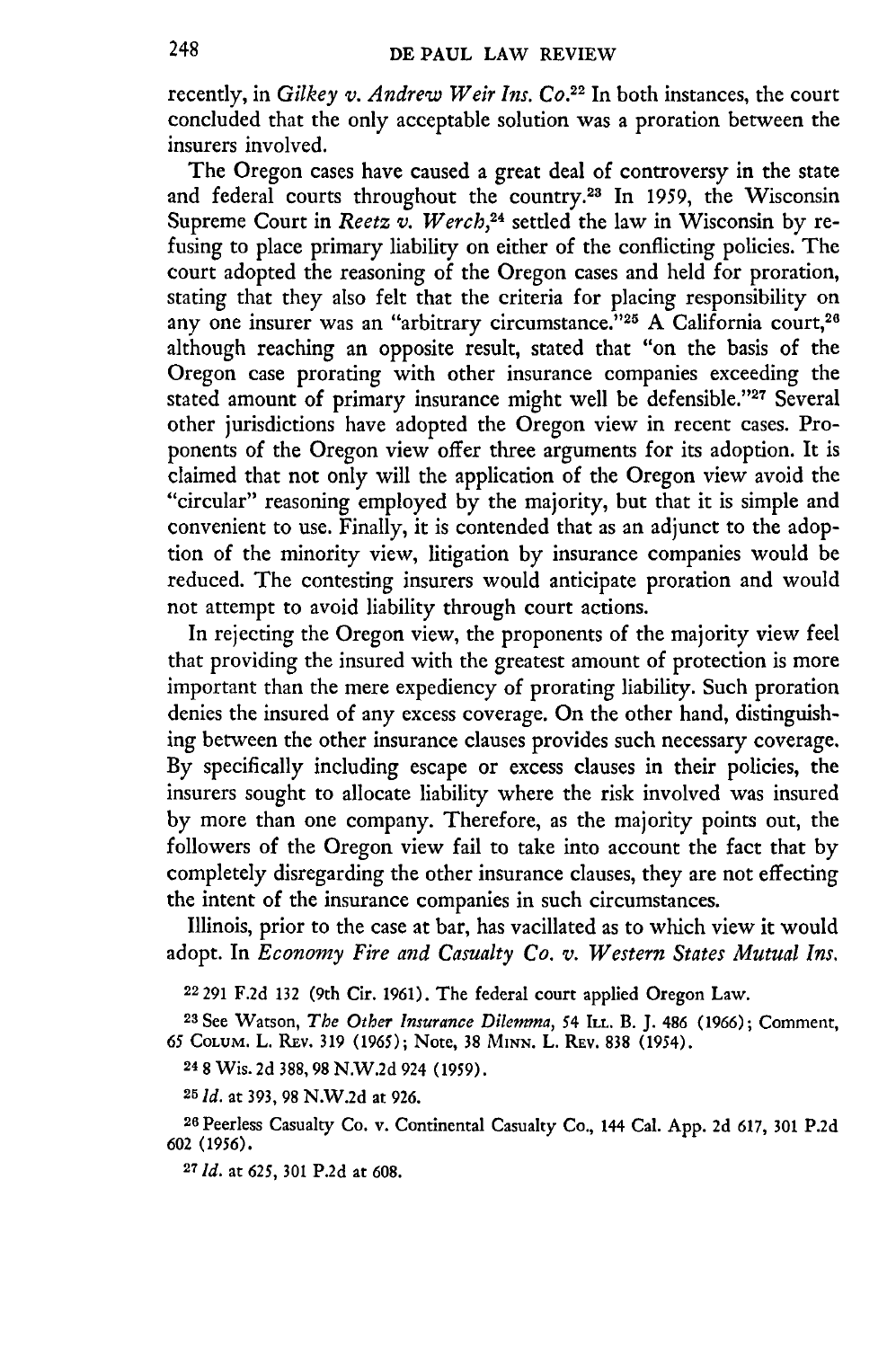recently, in *Gilkey v. Andrew Weir Ins. Co.*[22] In both instances, the court concluded that the only acceptable solution was a proration between the insurers involved.

The Oregon cases have caused a great deal of controversy in the state and federal courts throughout the country.[23] In 1959, the Wisconsin Supreme Court in *Reetz v. Werch*,[24] settled the law in Wisconsin by refusing to place primary liability on either of the conflicting policies. The court adopted the reasoning of the Oregon cases and held for proration, stating that they also felt that the criteria for placing responsibility on any one insurer was an "arbitrary circumstance."[25] A California court,[26] although reaching an opposite result, stated that "on the basis of the Oregon case prorating with other insurance companies exceeding the stated amount of primary insurance might well be defensible."[27] Several other jurisdictions have adopted the Oregon view in recent cases. Proponents of the Oregon view offer three arguments for its adoption. It is claimed that not only will the application of the Oregon view avoid the "circular" reasoning employed by the majority, but that it is simple and convenient to use. Finally, it is contended that as an adjunct to the adoption of the minority view, litigation by insurance companies would be reduced. The contesting insurers would anticipate proration and would not attempt to avoid liability through court actions.

In rejecting the Oregon view, the proponents of the majority view feel that providing the insured with the greatest amount of protection is more important than the mere expediency of prorating liability. Such proration denies the insured of any excess coverage. On the other hand, distinguishing between the other insurance clauses provides such necessary coverage. By specifically including escape or excess clauses in their policies, the insurers sought to allocate liability where the risk involved was insured by more than one company. Therefore, as the majority points out, the followers of the Oregon view fail to take into account the fact that by completely disregarding the other insurance clauses, they are not effecting the intent of the insurance companies in such circumstances.

Illinois, prior to the case at bar, has vacillated as to which view it would adopt. In *Economy Fire and Casualty Co. v. Western States Mutual Ins.*

[22] 291 F.2d 132 (9th Cir. 1961). The federal court applied Oregon Law.

[23] See Watson, *The Other Insurance Dilemma*, 54 ILL. B. J. 486 (1966); Comment, 65 COLUM. L. REV. 319 (1965); Note, 38 MINN. L. REV. 838 (1954).

[24] 8 Wis. 2d 388, 98 N.W.2d 924 (1959).

[25] *Id.* at 393, 98 N.W.2d at 926.

[26] Peerless Casualty Co. v. Continental Casualty Co., 144 Cal. App. 2d 617, 301 P.2d 602 (1956).

[27] *Id.* at 625, 301 P.2d at 608.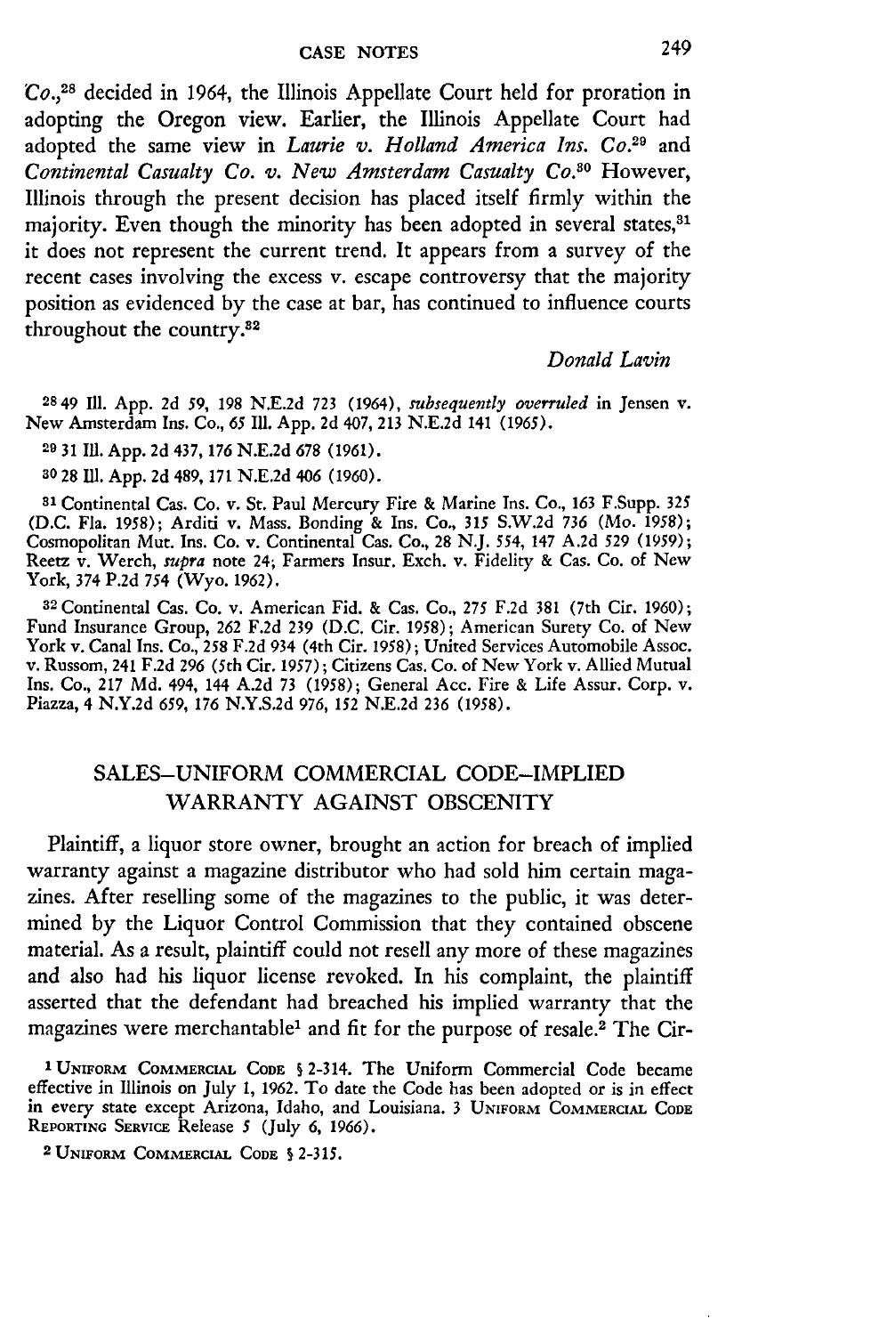*Co.*,[28] decided in 1964, the Illinois Appellate Court held for proration in adopting the Oregon view. Earlier, the Illinois Appellate Court had adopted the same view in *Laurie v. Holland America Ins. Co.*[29] and *Continental Casualty Co. v. New Amsterdam Casualty Co.*[30] However, Illinois through the present decision has placed itself firmly within the majority. Even though the minority has been adopted in several states,[31] it does not represent the current trend. It appears from a survey of the recent cases involving the excess v. escape controversy that the majority position as evidenced by the case at bar, has continued to influence courts throughout the country.[32]

*Donald Lavin*

[28] 49 Ill. App. 2d 59, 198 N.E.2d 723 (1964), *subsequently overruled* in Jensen v. New Amsterdam Ins. Co., 65 Ill. App. 2d 407, 213 N.E.2d 141 (1965).

[29] 31 Ill. App. 2d 437, 176 N.E.2d 678 (1961).

[30] 28 Ill. App. 2d 489, 171 N.E.2d 406 (1960).

[31] Continental Cas. Co. v. St. Paul Mercury Fire & Marine Ins. Co., 163 F.Supp. 325 (D.C. Fla. 1958); Arditi v. Mass. Bonding & Ins. Co., 315 S.W.2d 736 (Mo. 1958); Cosmopolitan Mut. Ins. Co. v. Continental Cas. Co., 28 N.J. 554, 147 A.2d 529 (1959); Reetz v. Werch, *supra* note 24; Farmers Insur. Exch. v. Fidelity & Cas. Co. of New York, 374 P.2d 754 (Wyo. 1962).

[32] Continental Cas. Co. v. American Fid. & Cas. Co., 275 F.2d 381 (7th Cir. 1960); Fund Insurance Group, 262 F.2d 239 (D.C. Cir. 1958); American Surety Co. of New York v. Canal Ins. Co., 258 F.2d 934 (4th Cir. 1958); United Services Automobile Assoc. v. Russom, 241 F.2d 296 (5th Cir. 1957); Citizens Cas. Co. of New York v. Allied Mutual Ins. Co., 217 Md. 494, 144 A.2d 73 (1958); General Acc. Fire & Life Assur. Corp. v. Piazza, 4 N.Y.2d 659, 176 N.Y.S.2d 976, 152 N.E.2d 236 (1958).

## SALES–UNIFORM COMMERCIAL CODE–IMPLIED WARRANTY AGAINST OBSCENITY

Plaintiff, a liquor store owner, brought an action for breach of implied warranty against a magazine distributor who had sold him certain magazines. After reselling some of the magazines to the public, it was determined by the Liquor Control Commission that they contained obscene material. As a result, plaintiff could not resell any more of these magazines and also had his liquor license revoked. In his complaint, the plaintiff asserted that the defendant had breached his implied warranty that the magazines were merchantable[1] and fit for the purpose of resale.[2] The Cir-

[1] UNIFORM COMMERCIAL CODE § 2-314. The Uniform Commercial Code became effective in Illinois on July 1, 1962. To date the Code has been adopted or is in effect in every state except Arizona, Idaho, and Louisiana. 3 UNIFORM COMMERCIAL CODE REPORTING SERVICE Release 5 (July 6, 1966).

[2] UNIFORM COMMERCIAL CODE § 2-315.